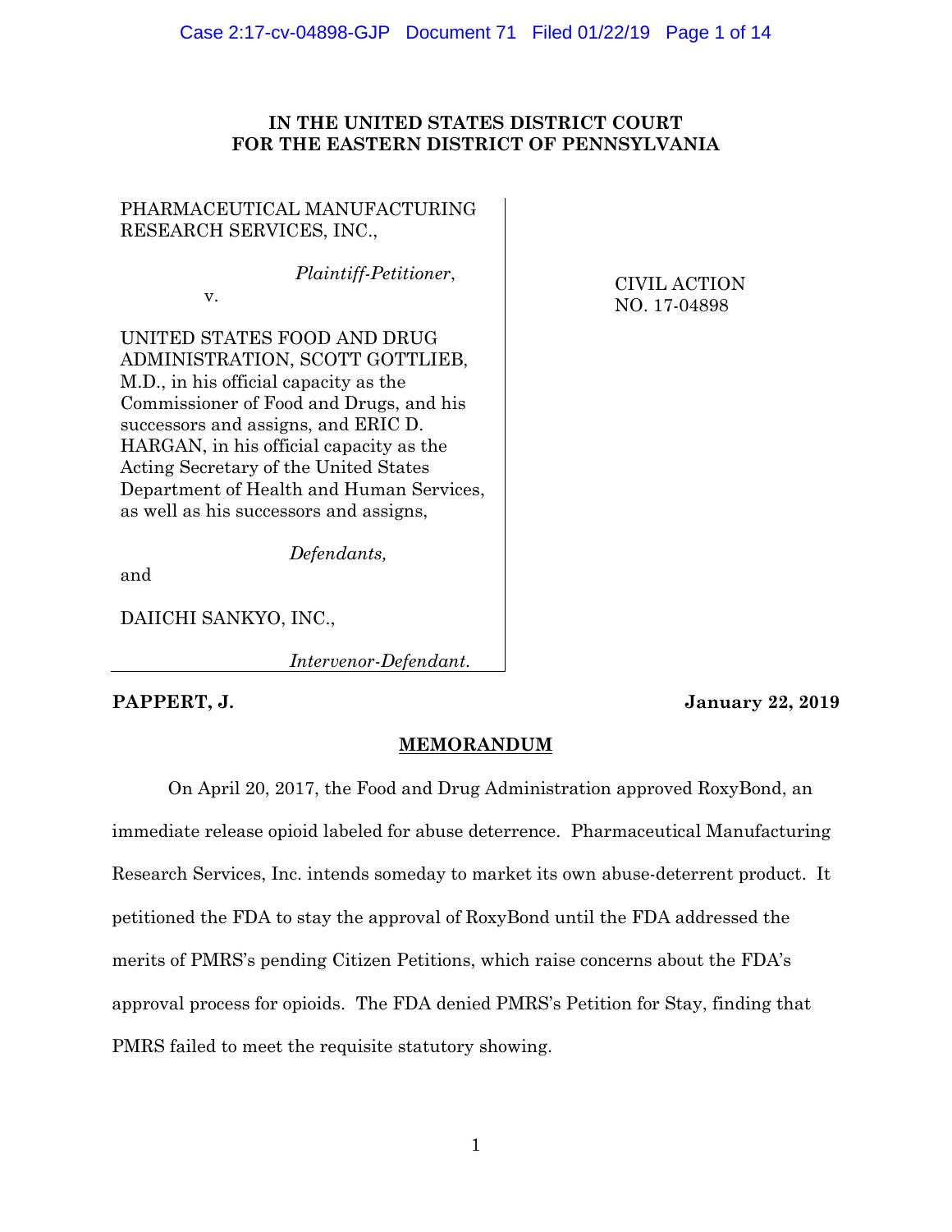**IN THE UNITED STATES DISTRICT COURT**
**FOR THE EASTERN DISTRICT OF PENNSYLVANIA**

| | |
|---|---|
| PHARMACEUTICAL MANUFACTURING RESEARCH SERVICES, INC., *Plaintiff-Petitioner*, v. UNITED STATES FOOD AND DRUG ADMINISTRATION, SCOTT GOTTLIEB, M.D., in his official capacity as the Commissioner of Food and Drugs, and his successors and assigns, and ERIC D. HARGAN, in his official capacity as the Acting Secretary of the United States Department of Health and Human Services, as well as his successors and assigns, *Defendants,* and DAIICHI SANKYO, INC., *Intervenor-Defendant.* | CIVIL ACTION NO. 17-04898 |

**PAPPERT, J.** **January 22, 2019**

**MEMORANDUM**

On April 20, 2017, the Food and Drug Administration approved RoxyBond, an immediate release opioid labeled for abuse deterrence. Pharmaceutical Manufacturing Research Services, Inc. intends someday to market its own abuse-deterrent product. It petitioned the FDA to stay the approval of RoxyBond until the FDA addressed the merits of PMRS's pending Citizen Petitions, which raise concerns about the FDA's approval process for opioids. The FDA denied PMRS's Petition for Stay, finding that PMRS failed to meet the requisite statutory showing.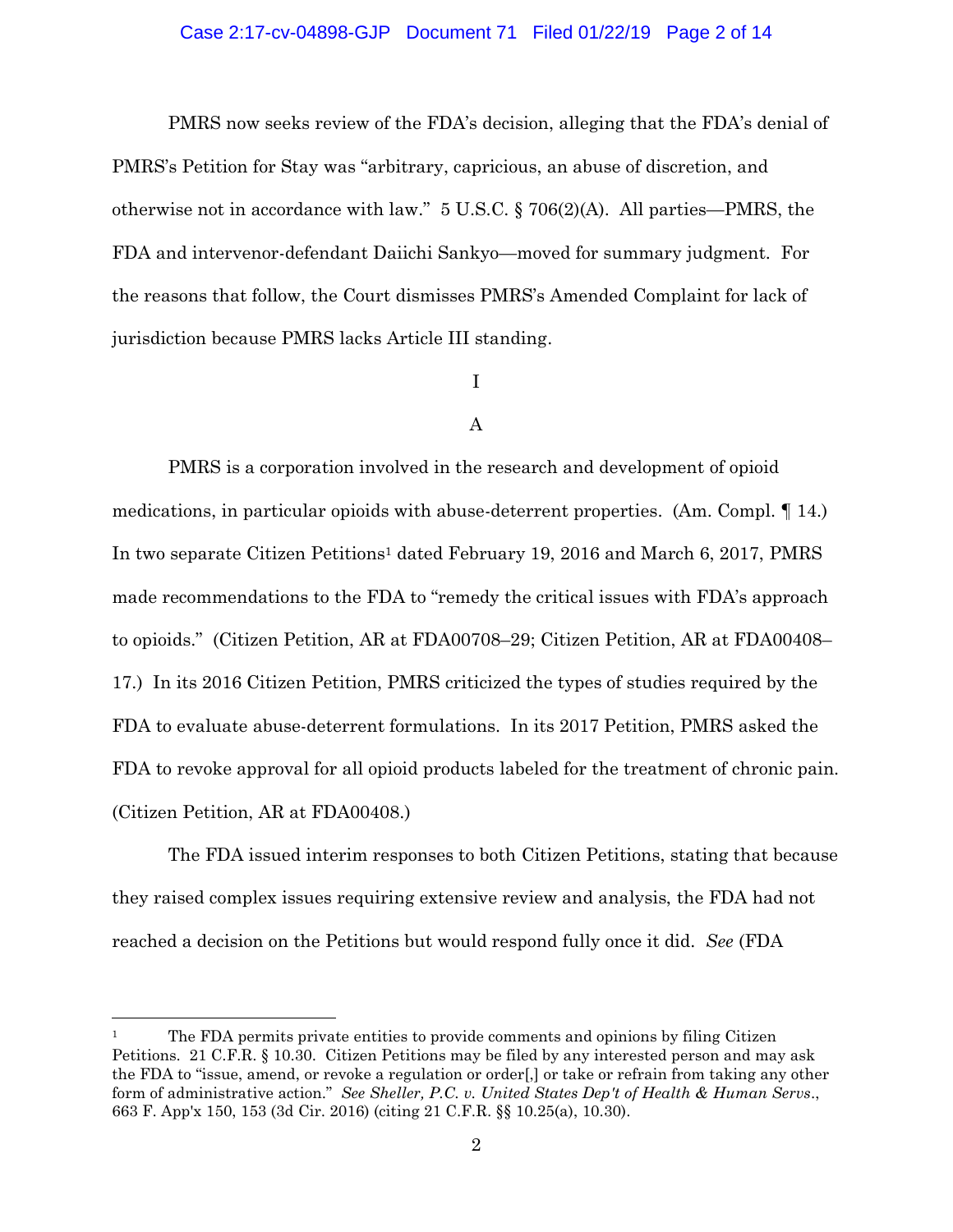PMRS now seeks review of the FDA's decision, alleging that the FDA's denial of PMRS's Petition for Stay was "arbitrary, capricious, an abuse of discretion, and otherwise not in accordance with law." 5 U.S.C. § 706(2)(A). All parties—PMRS, the FDA and intervenor-defendant Daiichi Sankyo—moved for summary judgment. For the reasons that follow, the Court dismisses PMRS's Amended Complaint for lack of jurisdiction because PMRS lacks Article III standing.

I

A

PMRS is a corporation involved in the research and development of opioid medications, in particular opioids with abuse-deterrent properties. (Am. Compl. ¶ 14.) In two separate Citizen Petitions[1] dated February 19, 2016 and March 6, 2017, PMRS made recommendations to the FDA to "remedy the critical issues with FDA's approach to opioids." (Citizen Petition, AR at FDA00708–29; Citizen Petition, AR at FDA00408–17.) In its 2016 Citizen Petition, PMRS criticized the types of studies required by the FDA to evaluate abuse-deterrent formulations. In its 2017 Petition, PMRS asked the FDA to revoke approval for all opioid products labeled for the treatment of chronic pain. (Citizen Petition, AR at FDA00408.)

The FDA issued interim responses to both Citizen Petitions, stating that because they raised complex issues requiring extensive review and analysis, the FDA had not reached a decision on the Petitions but would respond fully once it did. *See* (FDA

---

[1] The FDA permits private entities to provide comments and opinions by filing Citizen Petitions. 21 C.F.R. § 10.30. Citizen Petitions may be filed by any interested person and may ask the FDA to "issue, amend, or revoke a regulation or order[,] or take or refrain from taking any other form of administrative action." *See Sheller, P.C. v. United States Dep't of Health & Human Servs.*, 663 F. App'x 150, 153 (3d Cir. 2016) (citing 21 C.F.R. §§ 10.25(a), 10.30).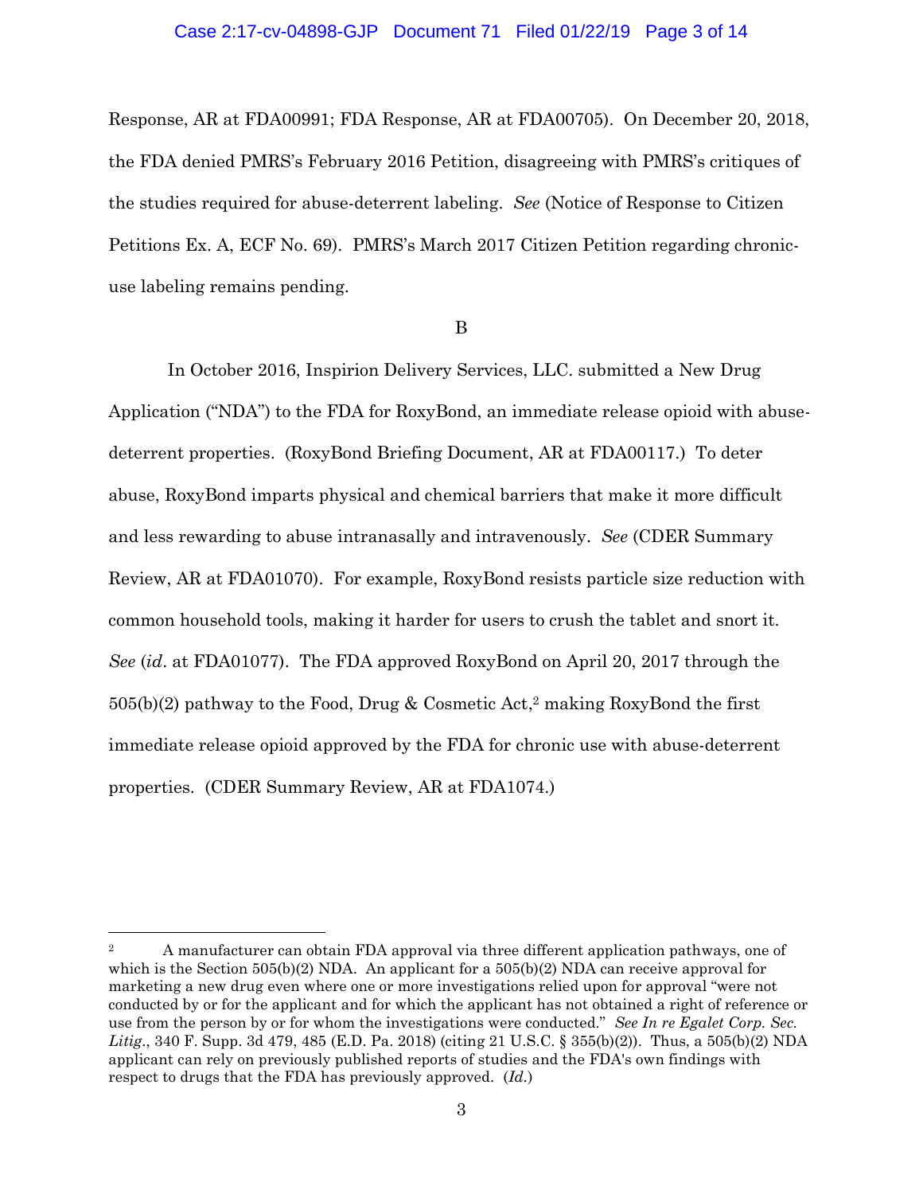Response, AR at FDA00991; FDA Response, AR at FDA00705). On December 20, 2018, the FDA denied PMRS's February 2016 Petition, disagreeing with PMRS's critiques of the studies required for abuse-deterrent labeling. *See* (Notice of Response to Citizen Petitions Ex. A, ECF No. 69). PMRS's March 2017 Citizen Petition regarding chronic-use labeling remains pending.

B

In October 2016, Inspirion Delivery Services, LLC. submitted a New Drug Application ("NDA") to the FDA for RoxyBond, an immediate release opioid with abuse-deterrent properties. (RoxyBond Briefing Document, AR at FDA00117.) To deter abuse, RoxyBond imparts physical and chemical barriers that make it more difficult and less rewarding to abuse intranasally and intravenously. *See* (CDER Summary Review, AR at FDA01070). For example, RoxyBond resists particle size reduction with common household tools, making it harder for users to crush the tablet and snort it. *See* (*id*. at FDA01077). The FDA approved RoxyBond on April 20, 2017 through the 505(b)(2) pathway to the Food, Drug & Cosmetic Act,[2] making RoxyBond the first immediate release opioid approved by the FDA for chronic use with abuse-deterrent properties. (CDER Summary Review, AR at FDA1074.)

---

[2] A manufacturer can obtain FDA approval via three different application pathways, one of which is the Section 505(b)(2) NDA. An applicant for a 505(b)(2) NDA can receive approval for marketing a new drug even where one or more investigations relied upon for approval "were not conducted by or for the applicant and for which the applicant has not obtained a right of reference or use from the person by or for whom the investigations were conducted." *See In re Egalet Corp. Sec. Litig.*, 340 F. Supp. 3d 479, 485 (E.D. Pa. 2018) (citing 21 U.S.C. § 355(b)(2)). Thus, a 505(b)(2) NDA applicant can rely on previously published reports of studies and the FDA's own findings with respect to drugs that the FDA has previously approved. (*Id.*)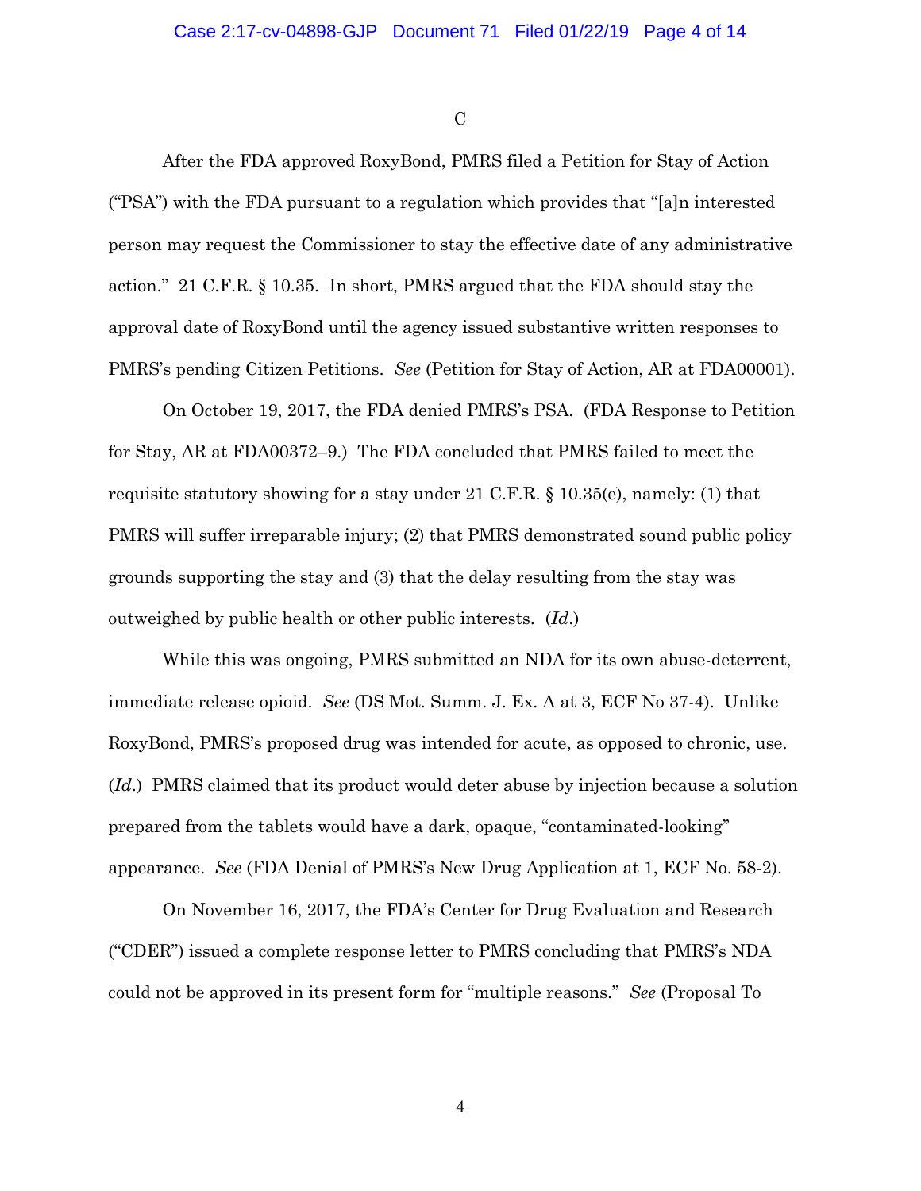C

After the FDA approved RoxyBond, PMRS filed a Petition for Stay of Action ("PSA") with the FDA pursuant to a regulation which provides that "[a]n interested person may request the Commissioner to stay the effective date of any administrative action." 21 C.F.R. § 10.35. In short, PMRS argued that the FDA should stay the approval date of RoxyBond until the agency issued substantive written responses to PMRS's pending Citizen Petitions. *See* (Petition for Stay of Action, AR at FDA00001).

On October 19, 2017, the FDA denied PMRS's PSA. (FDA Response to Petition for Stay, AR at FDA00372–9.) The FDA concluded that PMRS failed to meet the requisite statutory showing for a stay under 21 C.F.R. § 10.35(e), namely: (1) that PMRS will suffer irreparable injury; (2) that PMRS demonstrated sound public policy grounds supporting the stay and (3) that the delay resulting from the stay was outweighed by public health or other public interests. (*Id*.)

While this was ongoing, PMRS submitted an NDA for its own abuse-deterrent, immediate release opioid. *See* (DS Mot. Summ. J. Ex. A at 3, ECF No 37-4). Unlike RoxyBond, PMRS's proposed drug was intended for acute, as opposed to chronic, use. (*Id*.) PMRS claimed that its product would deter abuse by injection because a solution prepared from the tablets would have a dark, opaque, "contaminated-looking" appearance. *See* (FDA Denial of PMRS's New Drug Application at 1, ECF No. 58-2).

On November 16, 2017, the FDA's Center for Drug Evaluation and Research ("CDER") issued a complete response letter to PMRS concluding that PMRS's NDA could not be approved in its present form for "multiple reasons." *See* (Proposal To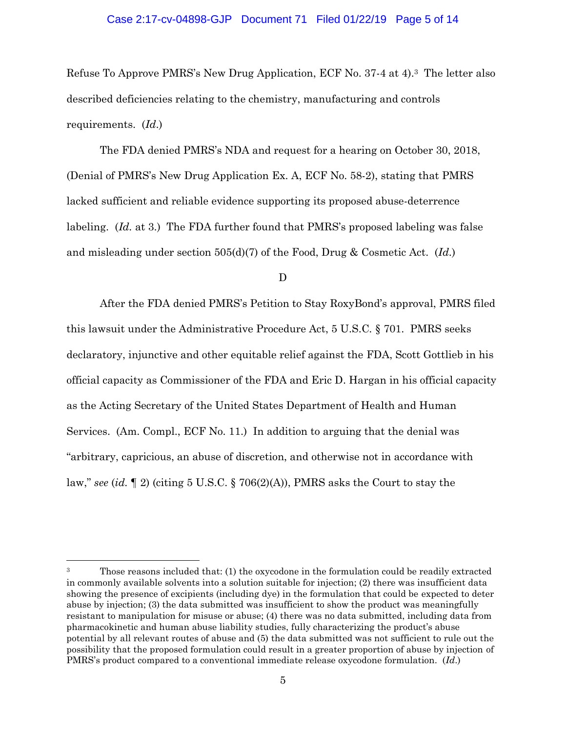Refuse To Approve PMRS's New Drug Application, ECF No. 37-4 at 4).[3] The letter also described deficiencies relating to the chemistry, manufacturing and controls requirements. (*Id.*)

The FDA denied PMRS's NDA and request for a hearing on October 30, 2018, (Denial of PMRS's New Drug Application Ex. A, ECF No. 58-2), stating that PMRS lacked sufficient and reliable evidence supporting its proposed abuse-deterrence labeling. (*Id.* at 3.) The FDA further found that PMRS's proposed labeling was false and misleading under section 505(d)(7) of the Food, Drug & Cosmetic Act. (*Id.*)

D

After the FDA denied PMRS's Petition to Stay RoxyBond's approval, PMRS filed this lawsuit under the Administrative Procedure Act, 5 U.S.C. § 701. PMRS seeks declaratory, injunctive and other equitable relief against the FDA, Scott Gottlieb in his official capacity as Commissioner of the FDA and Eric D. Hargan in his official capacity as the Acting Secretary of the United States Department of Health and Human Services. (Am. Compl., ECF No. 11.) In addition to arguing that the denial was "arbitrary, capricious, an abuse of discretion, and otherwise not in accordance with law," *see* (*id.* ¶ 2) (citing 5 U.S.C. § 706(2)(A)), PMRS asks the Court to stay the

---

[3] Those reasons included that: (1) the oxycodone in the formulation could be readily extracted in commonly available solvents into a solution suitable for injection; (2) there was insufficient data showing the presence of excipients (including dye) in the formulation that could be expected to deter abuse by injection; (3) the data submitted was insufficient to show the product was meaningfully resistant to manipulation for misuse or abuse; (4) there was no data submitted, including data from pharmacokinetic and human abuse liability studies, fully characterizing the product's abuse potential by all relevant routes of abuse and (5) the data submitted was not sufficient to rule out the possibility that the proposed formulation could result in a greater proportion of abuse by injection of PMRS's product compared to a conventional immediate release oxycodone formulation. (*Id.*)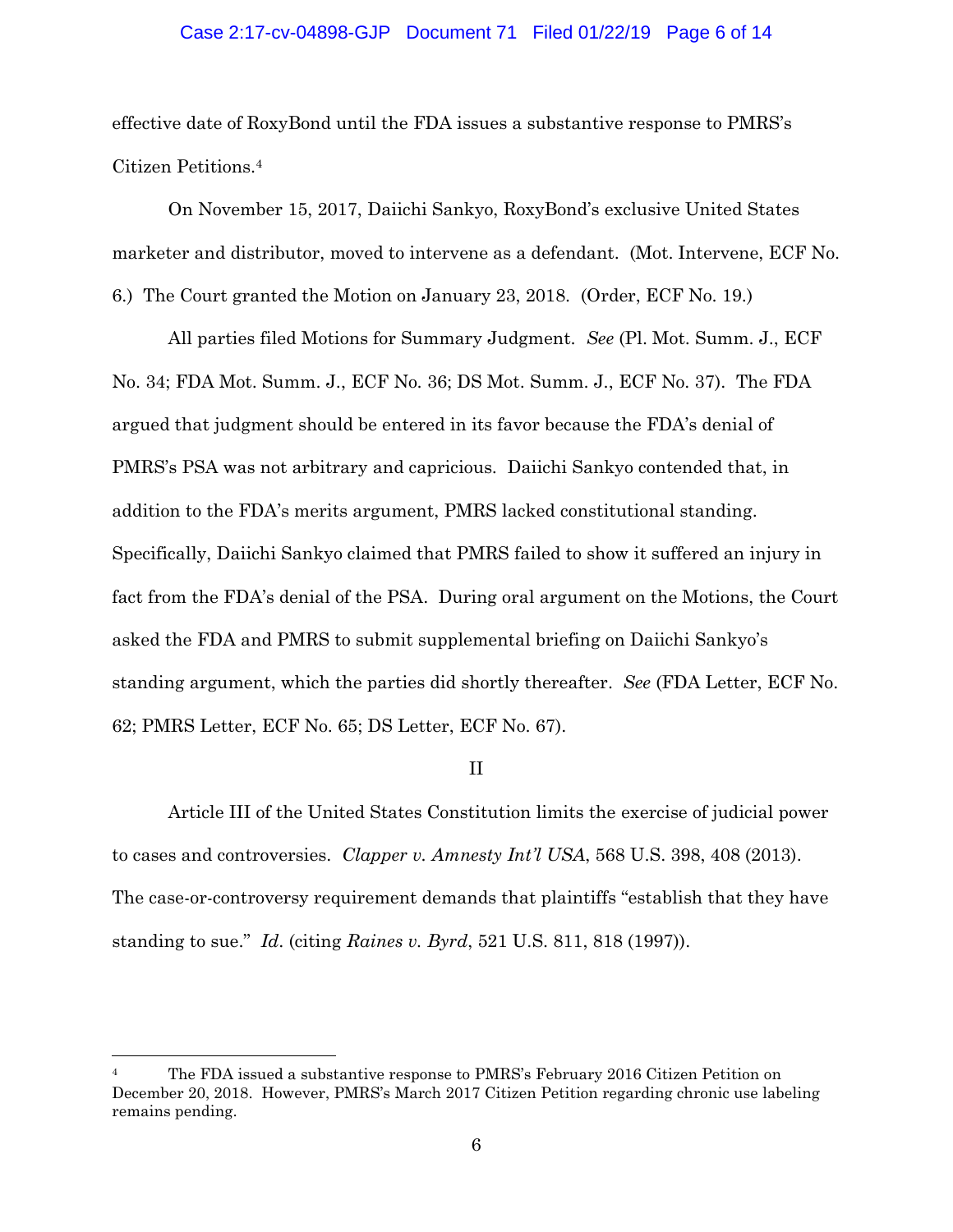effective date of RoxyBond until the FDA issues a substantive response to PMRS's Citizen Petitions.[4]

On November 15, 2017, Daiichi Sankyo, RoxyBond's exclusive United States marketer and distributor, moved to intervene as a defendant. (Mot. Intervene, ECF No. 6.) The Court granted the Motion on January 23, 2018. (Order, ECF No. 19.)

All parties filed Motions for Summary Judgment. *See* (Pl. Mot. Summ. J., ECF No. 34; FDA Mot. Summ. J., ECF No. 36; DS Mot. Summ. J., ECF No. 37). The FDA argued that judgment should be entered in its favor because the FDA's denial of PMRS's PSA was not arbitrary and capricious. Daiichi Sankyo contended that, in addition to the FDA's merits argument, PMRS lacked constitutional standing. Specifically, Daiichi Sankyo claimed that PMRS failed to show it suffered an injury in fact from the FDA's denial of the PSA. During oral argument on the Motions, the Court asked the FDA and PMRS to submit supplemental briefing on Daiichi Sankyo's standing argument, which the parties did shortly thereafter. *See* (FDA Letter, ECF No. 62; PMRS Letter, ECF No. 65; DS Letter, ECF No. 67).

## II

Article III of the United States Constitution limits the exercise of judicial power to cases and controversies. *Clapper v. Amnesty Int'l USA*, 568 U.S. 398, 408 (2013). The case-or-controversy requirement demands that plaintiffs "establish that they have standing to sue." *Id.* (citing *Raines v. Byrd*, 521 U.S. 811, 818 (1997)).

---

[4] The FDA issued a substantive response to PMRS's February 2016 Citizen Petition on December 20, 2018. However, PMRS's March 2017 Citizen Petition regarding chronic use labeling remains pending.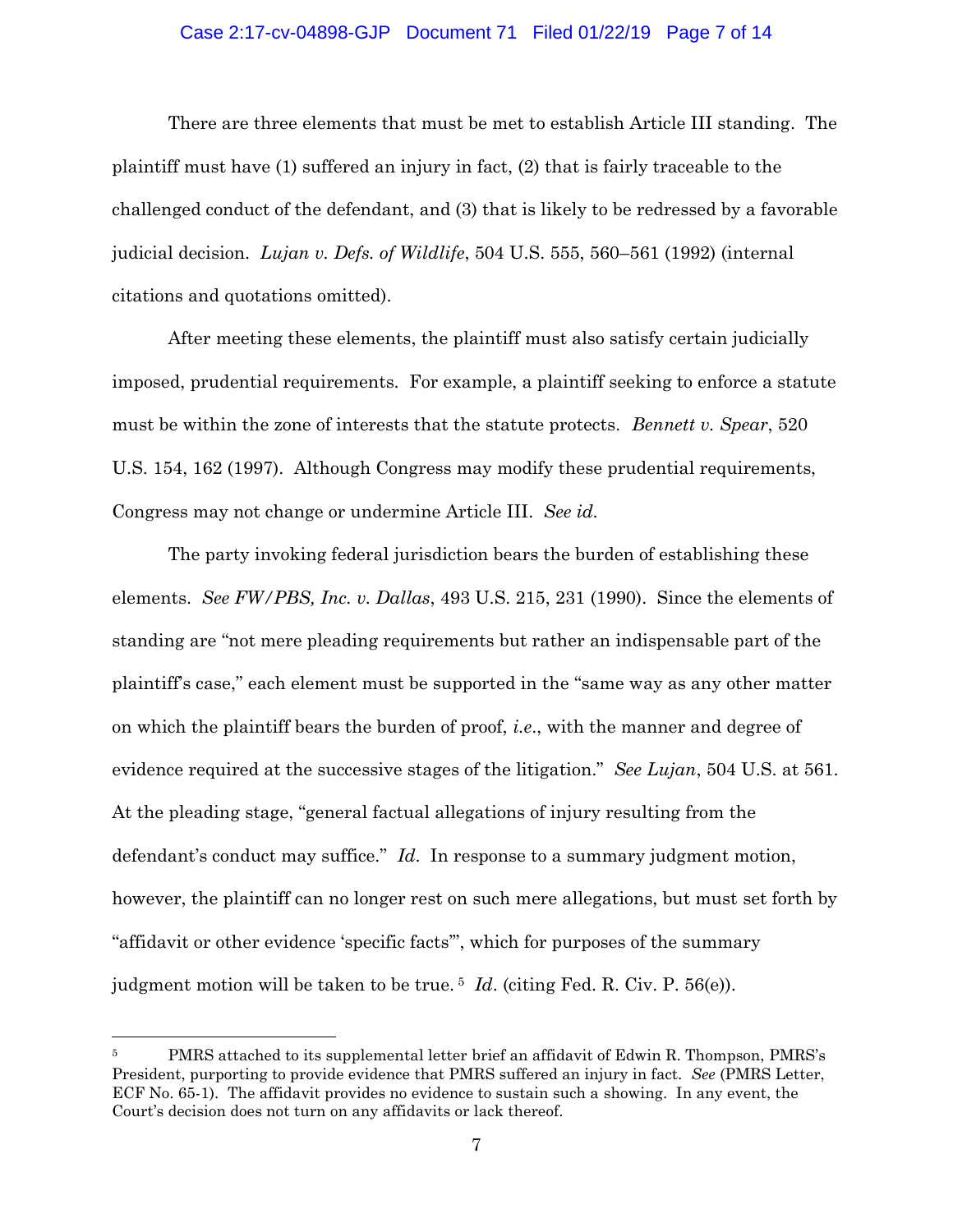There are three elements that must be met to establish Article III standing. The plaintiff must have (1) suffered an injury in fact, (2) that is fairly traceable to the challenged conduct of the defendant, and (3) that is likely to be redressed by a favorable judicial decision. *Lujan v. Defs. of Wildlife*, 504 U.S. 555, 560–561 (1992) (internal citations and quotations omitted).

After meeting these elements, the plaintiff must also satisfy certain judicially imposed, prudential requirements. For example, a plaintiff seeking to enforce a statute must be within the zone of interests that the statute protects. *Bennett v. Spear*, 520 U.S. 154, 162 (1997). Although Congress may modify these prudential requirements, Congress may not change or undermine Article III. *See id.*

The party invoking federal jurisdiction bears the burden of establishing these elements. *See FW/PBS, Inc. v. Dallas*, 493 U.S. 215, 231 (1990). Since the elements of standing are "not mere pleading requirements but rather an indispensable part of the plaintiff's case," each element must be supported in the "same way as any other matter on which the plaintiff bears the burden of proof, *i.e.*, with the manner and degree of evidence required at the successive stages of the litigation." *See Lujan*, 504 U.S. at 561. At the pleading stage, "general factual allegations of injury resulting from the defendant's conduct may suffice." *Id.* In response to a summary judgment motion, however, the plaintiff can no longer rest on such mere allegations, but must set forth by "affidavit or other evidence 'specific facts'", which for purposes of the summary judgment motion will be taken to be true.[5] *Id.* (citing Fed. R. Civ. P. 56(e)).

---

[5] PMRS attached to its supplemental letter brief an affidavit of Edwin R. Thompson, PMRS's President, purporting to provide evidence that PMRS suffered an injury in fact. *See* (PMRS Letter, ECF No. 65-1). The affidavit provides no evidence to sustain such a showing. In any event, the Court's decision does not turn on any affidavits or lack thereof.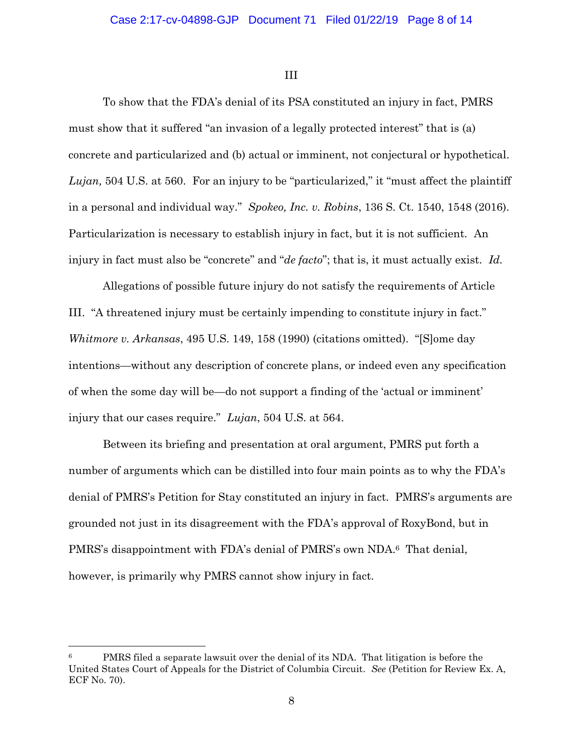III

To show that the FDA's denial of its PSA constituted an injury in fact, PMRS must show that it suffered "an invasion of a legally protected interest" that is (a) concrete and particularized and (b) actual or imminent, not conjectural or hypothetical. *Lujan,* 504 U.S. at 560. For an injury to be "particularized," it "must affect the plaintiff in a personal and individual way." *Spokeo, Inc. v. Robins*, 136 S. Ct. 1540, 1548 (2016). Particularization is necessary to establish injury in fact, but it is not sufficient. An injury in fact must also be "concrete" and "*de facto*"; that is, it must actually exist. *Id.*

Allegations of possible future injury do not satisfy the requirements of Article III. "A threatened injury must be certainly impending to constitute injury in fact." *Whitmore v. Arkansas*, 495 U.S. 149, 158 (1990) (citations omitted). "[S]ome day intentions—without any description of concrete plans, or indeed even any specification of when the some day will be—do not support a finding of the 'actual or imminent' injury that our cases require." *Lujan*, 504 U.S. at 564.

Between its briefing and presentation at oral argument, PMRS put forth a number of arguments which can be distilled into four main points as to why the FDA's denial of PMRS's Petition for Stay constituted an injury in fact. PMRS's arguments are grounded not just in its disagreement with the FDA's approval of RoxyBond, but in PMRS's disappointment with FDA's denial of PMRS's own NDA.[6] That denial, however, is primarily why PMRS cannot show injury in fact.

---

[6] PMRS filed a separate lawsuit over the denial of its NDA. That litigation is before the United States Court of Appeals for the District of Columbia Circuit. *See* (Petition for Review Ex. A, ECF No. 70).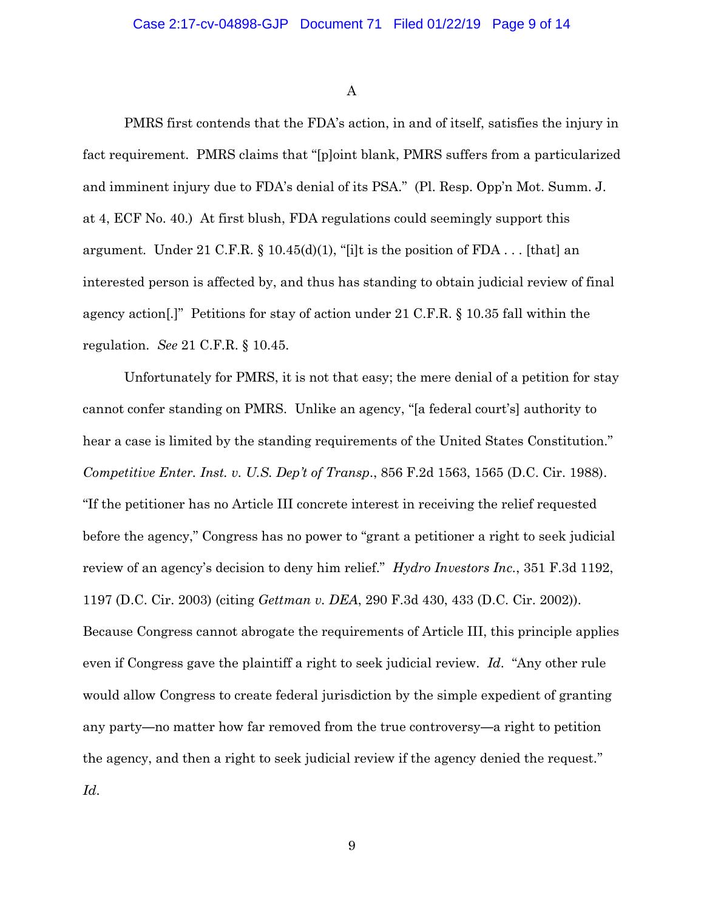A

PMRS first contends that the FDA's action, in and of itself, satisfies the injury in fact requirement. PMRS claims that "[p]oint blank, PMRS suffers from a particularized and imminent injury due to FDA's denial of its PSA." (Pl. Resp. Opp'n Mot. Summ. J. at 4, ECF No. 40.) At first blush, FDA regulations could seemingly support this argument. Under 21 C.F.R. § 10.45(d)(1), "[i]t is the position of FDA . . . [that] an interested person is affected by, and thus has standing to obtain judicial review of final agency action[.]" Petitions for stay of action under 21 C.F.R. § 10.35 fall within the regulation. *See* 21 C.F.R. § 10.45.

Unfortunately for PMRS, it is not that easy; the mere denial of a petition for stay cannot confer standing on PMRS. Unlike an agency, "[a federal court's] authority to hear a case is limited by the standing requirements of the United States Constitution." *Competitive Enter. Inst. v. U.S. Dep't of Transp.*, 856 F.2d 1563, 1565 (D.C. Cir. 1988). "If the petitioner has no Article III concrete interest in receiving the relief requested before the agency," Congress has no power to "grant a petitioner a right to seek judicial review of an agency's decision to deny him relief." *Hydro Investors Inc.*, 351 F.3d 1192, 1197 (D.C. Cir. 2003) (citing *Gettman v. DEA*, 290 F.3d 430, 433 (D.C. Cir. 2002)). Because Congress cannot abrogate the requirements of Article III, this principle applies even if Congress gave the plaintiff a right to seek judicial review. *Id*. "Any other rule would allow Congress to create federal jurisdiction by the simple expedient of granting any party—no matter how far removed from the true controversy—a right to petition the agency, and then a right to seek judicial review if the agency denied the request." *Id*.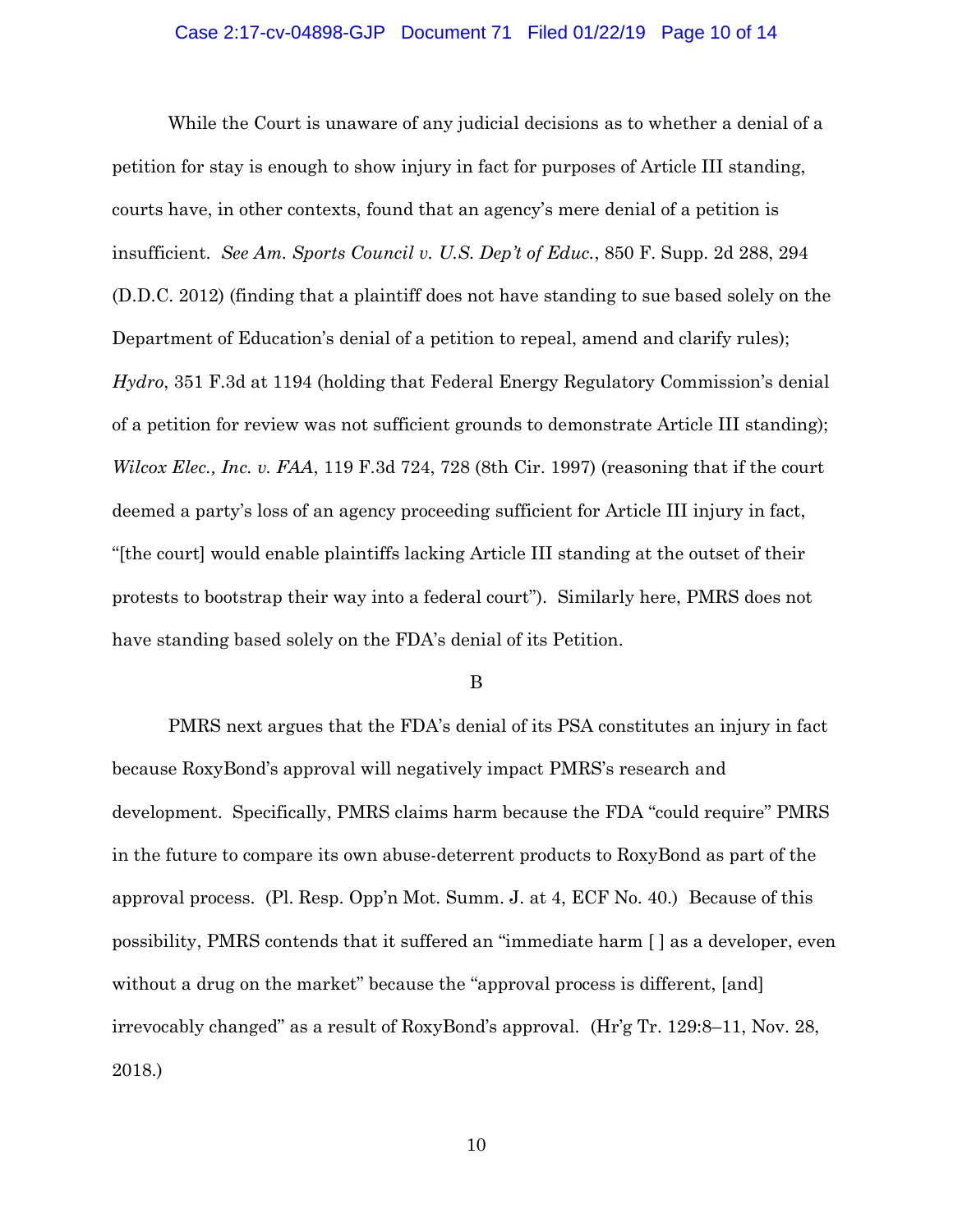While the Court is unaware of any judicial decisions as to whether a denial of a petition for stay is enough to show injury in fact for purposes of Article III standing, courts have, in other contexts, found that an agency's mere denial of a petition is insufficient. *See Am. Sports Council v. U.S. Dep't of Educ.*, 850 F. Supp. 2d 288, 294 (D.D.C. 2012) (finding that a plaintiff does not have standing to sue based solely on the Department of Education's denial of a petition to repeal, amend and clarify rules); *Hydro*, 351 F.3d at 1194 (holding that Federal Energy Regulatory Commission's denial of a petition for review was not sufficient grounds to demonstrate Article III standing); *Wilcox Elec., Inc. v. FAA*, 119 F.3d 724, 728 (8th Cir. 1997) (reasoning that if the court deemed a party's loss of an agency proceeding sufficient for Article III injury in fact, "[the court] would enable plaintiffs lacking Article III standing at the outset of their protests to bootstrap their way into a federal court"). Similarly here, PMRS does not have standing based solely on the FDA's denial of its Petition.

B

PMRS next argues that the FDA's denial of its PSA constitutes an injury in fact because RoxyBond's approval will negatively impact PMRS's research and development. Specifically, PMRS claims harm because the FDA "could require" PMRS in the future to compare its own abuse-deterrent products to RoxyBond as part of the approval process. (Pl. Resp. Opp'n Mot. Summ. J. at 4, ECF No. 40.) Because of this possibility, PMRS contends that it suffered an "immediate harm [ ] as a developer, even without a drug on the market" because the "approval process is different, [and] irrevocably changed" as a result of RoxyBond's approval. (Hr'g Tr. 129:8–11, Nov. 28, 2018.)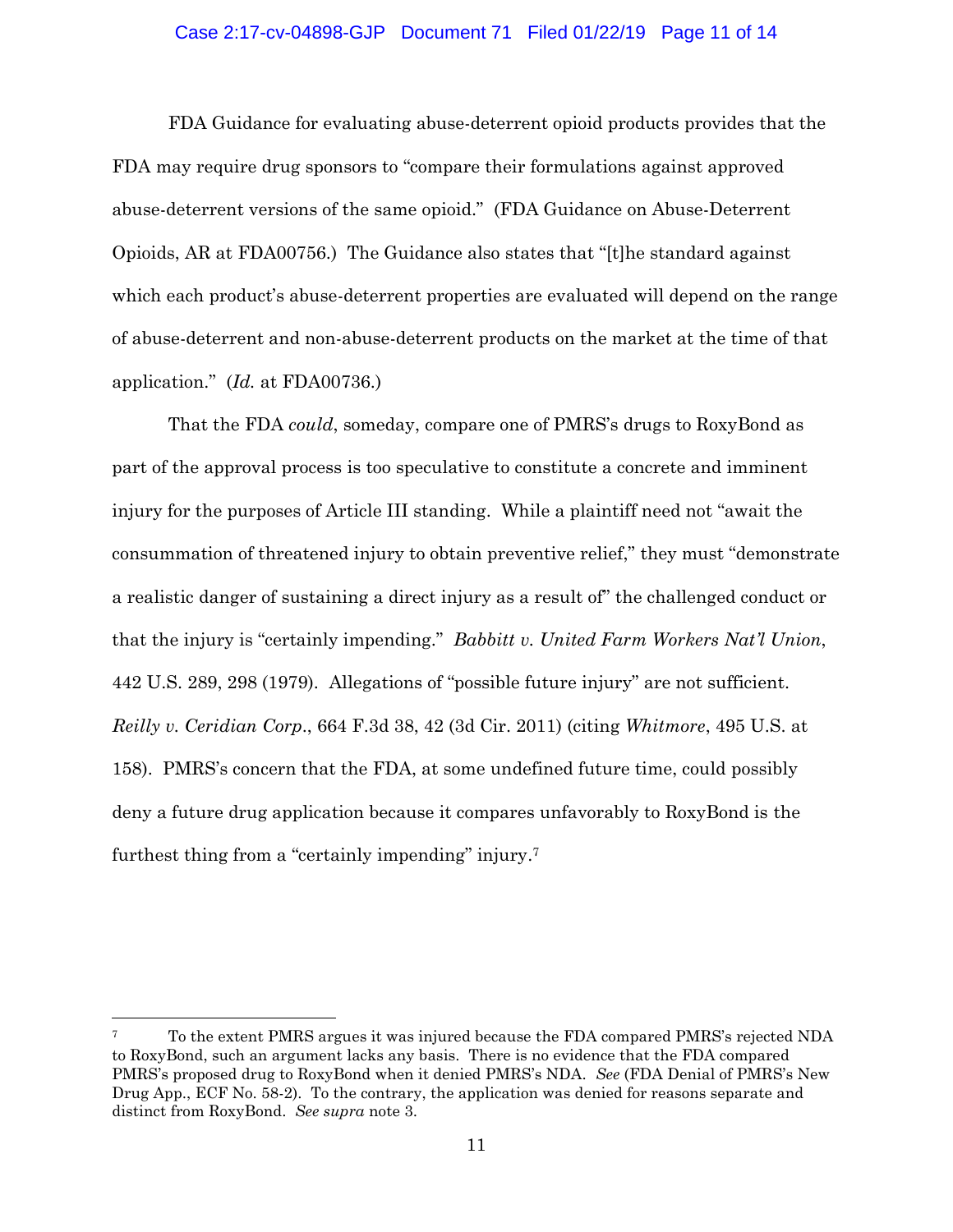FDA Guidance for evaluating abuse-deterrent opioid products provides that the FDA may require drug sponsors to "compare their formulations against approved abuse-deterrent versions of the same opioid." (FDA Guidance on Abuse-Deterrent Opioids, AR at FDA00756.) The Guidance also states that "[t]he standard against which each product's abuse-deterrent properties are evaluated will depend on the range of abuse-deterrent and non-abuse-deterrent products on the market at the time of that application." (*Id.* at FDA00736.)

That the FDA *could*, someday, compare one of PMRS's drugs to RoxyBond as part of the approval process is too speculative to constitute a concrete and imminent injury for the purposes of Article III standing. While a plaintiff need not "await the consummation of threatened injury to obtain preventive relief," they must "demonstrate a realistic danger of sustaining a direct injury as a result of" the challenged conduct or that the injury is "certainly impending." *Babbitt v. United Farm Workers Nat'l Union*, 442 U.S. 289, 298 (1979). Allegations of "possible future injury" are not sufficient. *Reilly v. Ceridian Corp.*, 664 F.3d 38, 42 (3d Cir. 2011) (citing *Whitmore*, 495 U.S. at 158). PMRS's concern that the FDA, at some undefined future time, could possibly deny a future drug application because it compares unfavorably to RoxyBond is the furthest thing from a "certainly impending" injury.[7]

---

[7] To the extent PMRS argues it was injured because the FDA compared PMRS's rejected NDA to RoxyBond, such an argument lacks any basis. There is no evidence that the FDA compared PMRS's proposed drug to RoxyBond when it denied PMRS's NDA. *See* (FDA Denial of PMRS's New Drug App., ECF No. 58-2). To the contrary, the application was denied for reasons separate and distinct from RoxyBond. *See supra* note 3.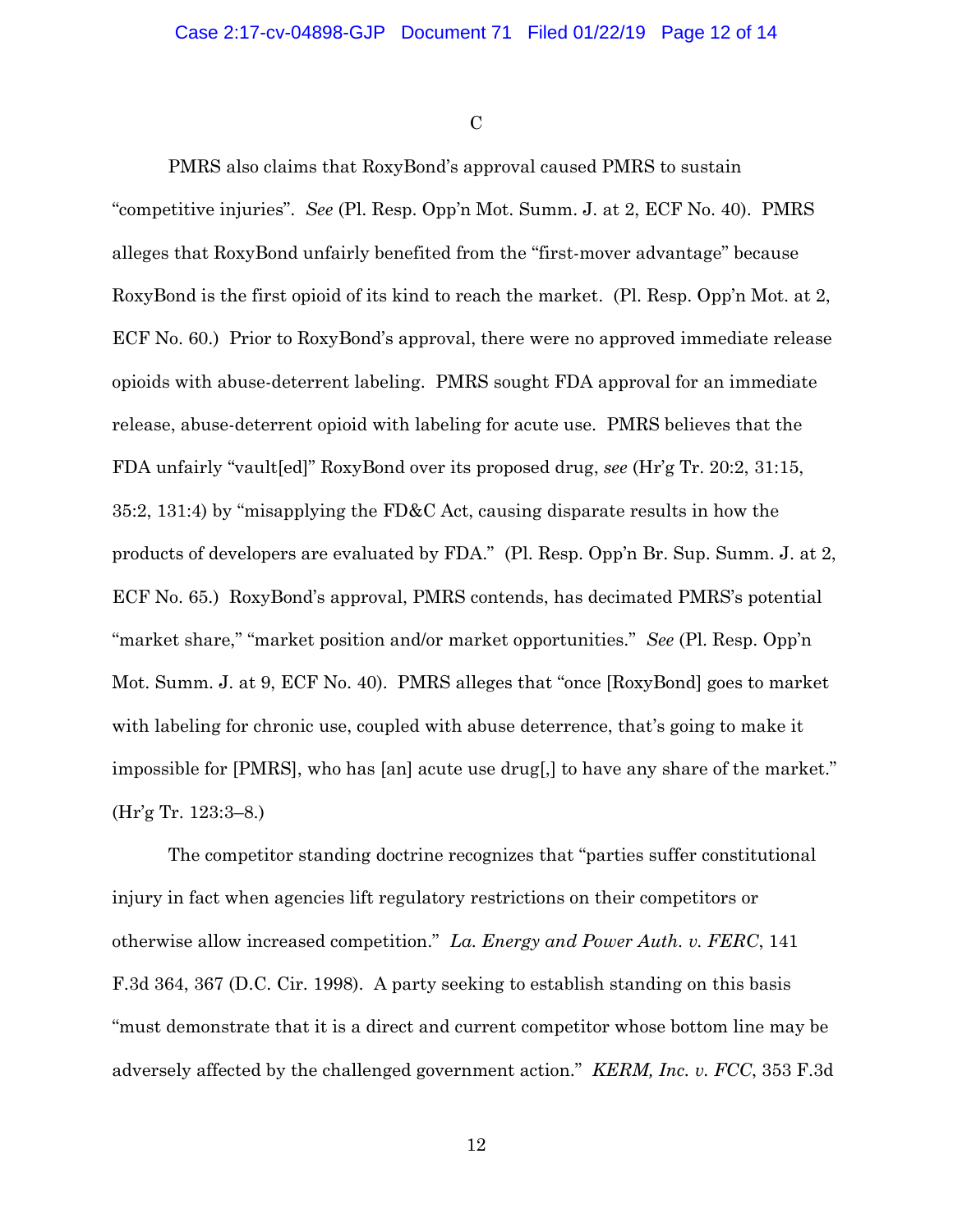C

PMRS also claims that RoxyBond's approval caused PMRS to sustain "competitive injuries". *See* (Pl. Resp. Opp'n Mot. Summ. J. at 2, ECF No. 40). PMRS alleges that RoxyBond unfairly benefited from the "first-mover advantage" because RoxyBond is the first opioid of its kind to reach the market. (Pl. Resp. Opp'n Mot. at 2, ECF No. 60.) Prior to RoxyBond's approval, there were no approved immediate release opioids with abuse-deterrent labeling. PMRS sought FDA approval for an immediate release, abuse-deterrent opioid with labeling for acute use. PMRS believes that the FDA unfairly "vault[ed]" RoxyBond over its proposed drug, *see* (Hr'g Tr. 20:2, 31:15, 35:2, 131:4) by "misapplying the FD&C Act, causing disparate results in how the products of developers are evaluated by FDA." (Pl. Resp. Opp'n Br. Sup. Summ. J. at 2, ECF No. 65.) RoxyBond's approval, PMRS contends, has decimated PMRS's potential "market share," "market position and/or market opportunities." *See* (Pl. Resp. Opp'n Mot. Summ. J. at 9, ECF No. 40). PMRS alleges that "once [RoxyBond] goes to market with labeling for chronic use, coupled with abuse deterrence, that's going to make it impossible for [PMRS], who has [an] acute use drug[,] to have any share of the market." (Hr'g Tr. 123:3–8.)

The competitor standing doctrine recognizes that "parties suffer constitutional injury in fact when agencies lift regulatory restrictions on their competitors or otherwise allow increased competition." *La. Energy and Power Auth. v. FERC*, 141 F.3d 364, 367 (D.C. Cir. 1998). A party seeking to establish standing on this basis "must demonstrate that it is a direct and current competitor whose bottom line may be adversely affected by the challenged government action." *KERM, Inc. v. FCC*, 353 F.3d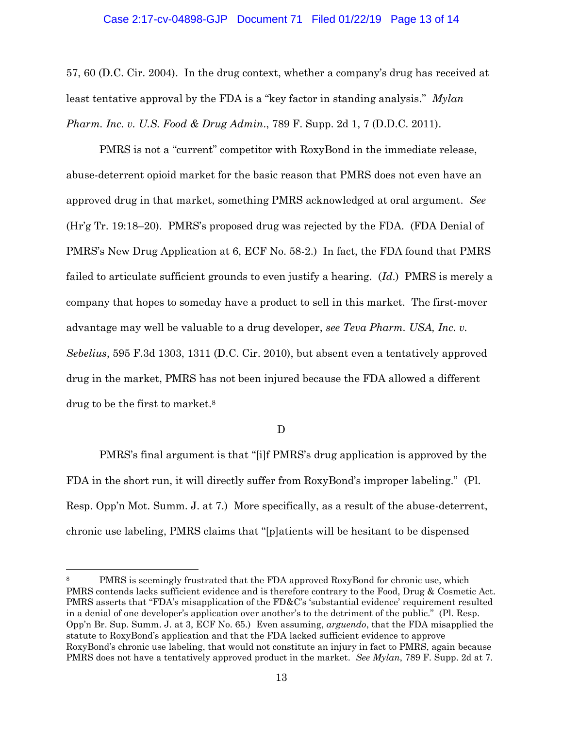57, 60 (D.C. Cir. 2004). In the drug context, whether a company's drug has received at least tentative approval by the FDA is a "key factor in standing analysis." *Mylan Pharm. Inc. v. U.S. Food & Drug Admin.*, 789 F. Supp. 2d 1, 7 (D.D.C. 2011).

PMRS is not a "current" competitor with RoxyBond in the immediate release, abuse-deterrent opioid market for the basic reason that PMRS does not even have an approved drug in that market, something PMRS acknowledged at oral argument. *See* (Hr'g Tr. 19:18–20). PMRS's proposed drug was rejected by the FDA. (FDA Denial of PMRS's New Drug Application at 6, ECF No. 58-2.) In fact, the FDA found that PMRS failed to articulate sufficient grounds to even justify a hearing. (*Id.*) PMRS is merely a company that hopes to someday have a product to sell in this market. The first-mover advantage may well be valuable to a drug developer, *see Teva Pharm. USA, Inc. v. Sebelius*, 595 F.3d 1303, 1311 (D.C. Cir. 2010), but absent even a tentatively approved drug in the market, PMRS has not been injured because the FDA allowed a different drug to be the first to market.[8]

D

PMRS's final argument is that "[i]f PMRS's drug application is approved by the FDA in the short run, it will directly suffer from RoxyBond's improper labeling." (Pl. Resp. Opp'n Mot. Summ. J. at 7.) More specifically, as a result of the abuse-deterrent, chronic use labeling, PMRS claims that "[p]atients will be hesitant to be dispensed

---

[8] PMRS is seemingly frustrated that the FDA approved RoxyBond for chronic use, which PMRS contends lacks sufficient evidence and is therefore contrary to the Food, Drug & Cosmetic Act. PMRS asserts that "FDA's misapplication of the FD&C's 'substantial evidence' requirement resulted in a denial of one developer's application over another's to the detriment of the public." (Pl. Resp. Opp'n Br. Sup. Summ. J. at 3, ECF No. 65.) Even assuming, *arguendo*, that the FDA misapplied the statute to RoxyBond's application and that the FDA lacked sufficient evidence to approve RoxyBond's chronic use labeling, that would not constitute an injury in fact to PMRS, again because PMRS does not have a tentatively approved product in the market. *See Mylan*, 789 F. Supp. 2d at 7.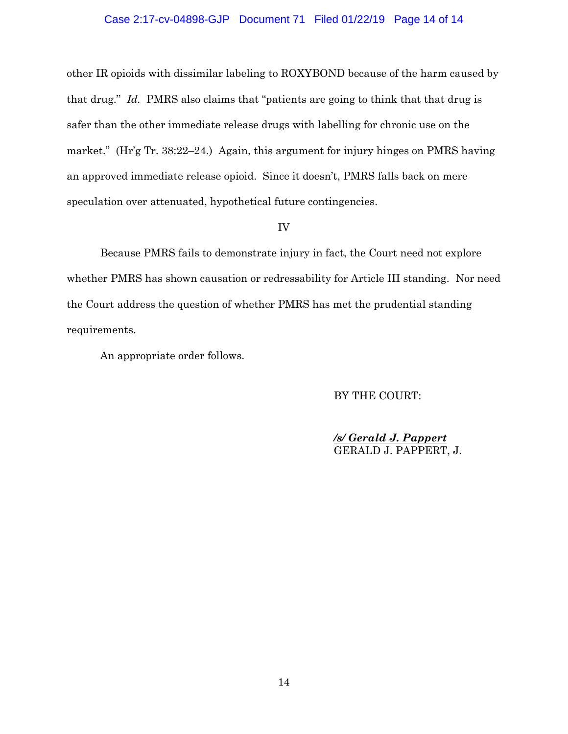other IR opioids with dissimilar labeling to ROXYBOND because of the harm caused by that drug." *Id.* PMRS also claims that "patients are going to think that that drug is safer than the other immediate release drugs with labelling for chronic use on the market." (Hr'g Tr. 38:22–24.) Again, this argument for injury hinges on PMRS having an approved immediate release opioid. Since it doesn't, PMRS falls back on mere speculation over attenuated, hypothetical future contingencies.

IV

Because PMRS fails to demonstrate injury in fact, the Court need not explore whether PMRS has shown causation or redressability for Article III standing. Nor need the Court address the question of whether PMRS has met the prudential standing requirements.

An appropriate order follows.

BY THE COURT:

***/s/ Gerald J. Pappert***
GERALD J. PAPPERT, J.